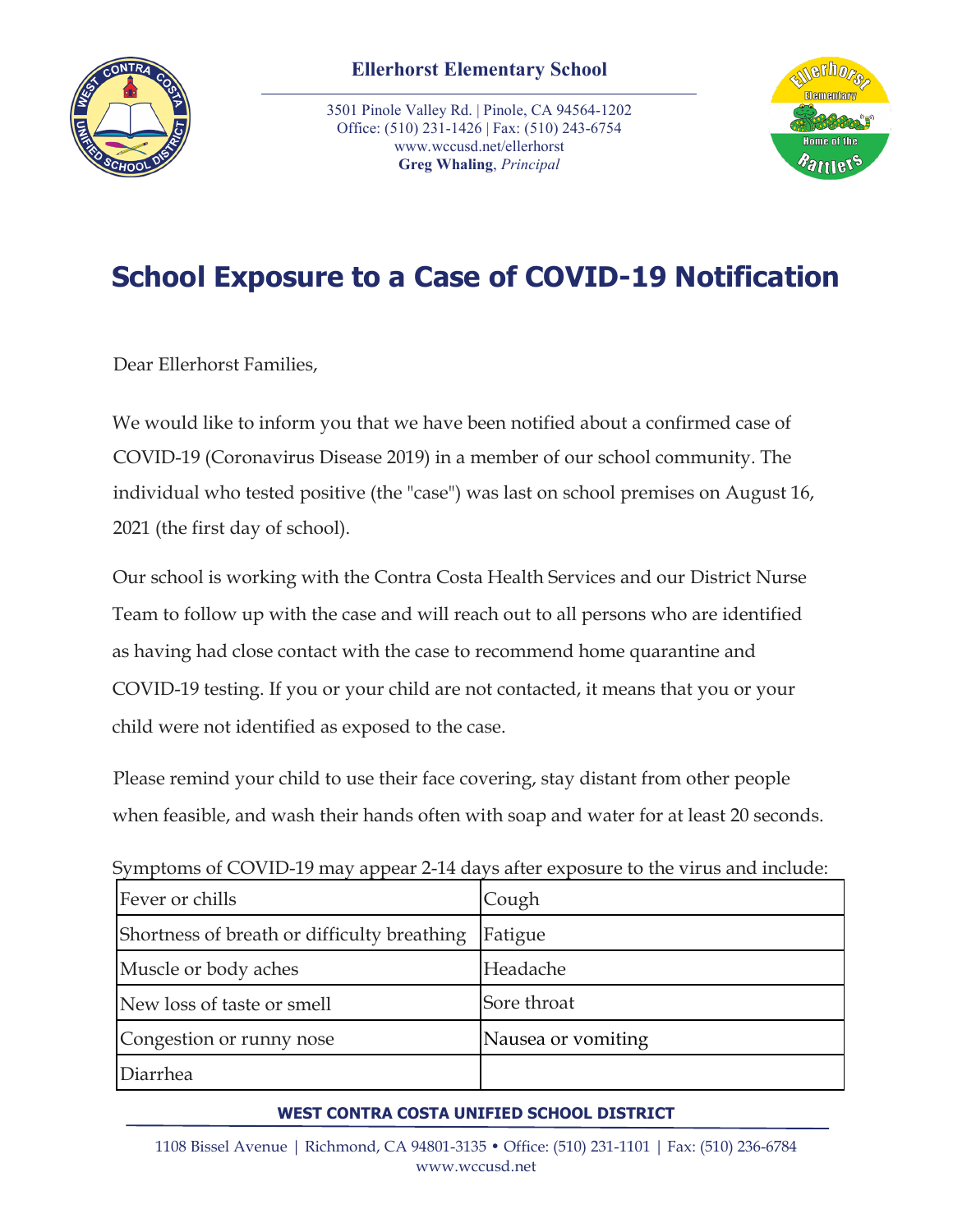**Ellerhorst Elementary School**

3501 Pinole Valley Rd. | Pinole, CA 94564-1202
Office: (510) 231-1426 | Fax: (510) 243-6754
www.wccusd.net/ellerhorst
**Greg Whaling**, *Principal*

# School Exposure to a Case of COVID-19 Notification

Dear Ellerhorst Families,

We would like to inform you that we have been notified about a confirmed case of COVID-19 (Coronavirus Disease 2019) in a member of our school community. The individual who tested positive (the "case") was last on school premises on August 16, 2021 (the first day of school).

Our school is working with the Contra Costa Health Services and our District Nurse Team to follow up with the case and will reach out to all persons who are identified as having had close contact with the case to recommend home quarantine and COVID-19 testing. If you or your child are not contacted, it means that you or your child were not identified as exposed to the case.

Please remind your child to use their face covering, stay distant from other people when feasible, and wash their hands often with soap and water for at least 20 seconds.

Symptoms of COVID-19 may appear 2-14 days after exposure to the virus and include:

| | |
|---|---|
| Fever or chills | Cough |
| Shortness of breath or difficulty breathing | Fatigue |
| Muscle or body aches | Headache |
| New loss of taste or smell | Sore throat |
| Congestion or runny nose | Nausea or vomiting |
| Diarrhea | |

**WEST CONTRA COSTA UNIFIED SCHOOL DISTRICT**

1108 Bissel Avenue | Richmond, CA 94801-3135 • Office: (510) 231-1101 | Fax: (510) 236-6784
www.wccusd.net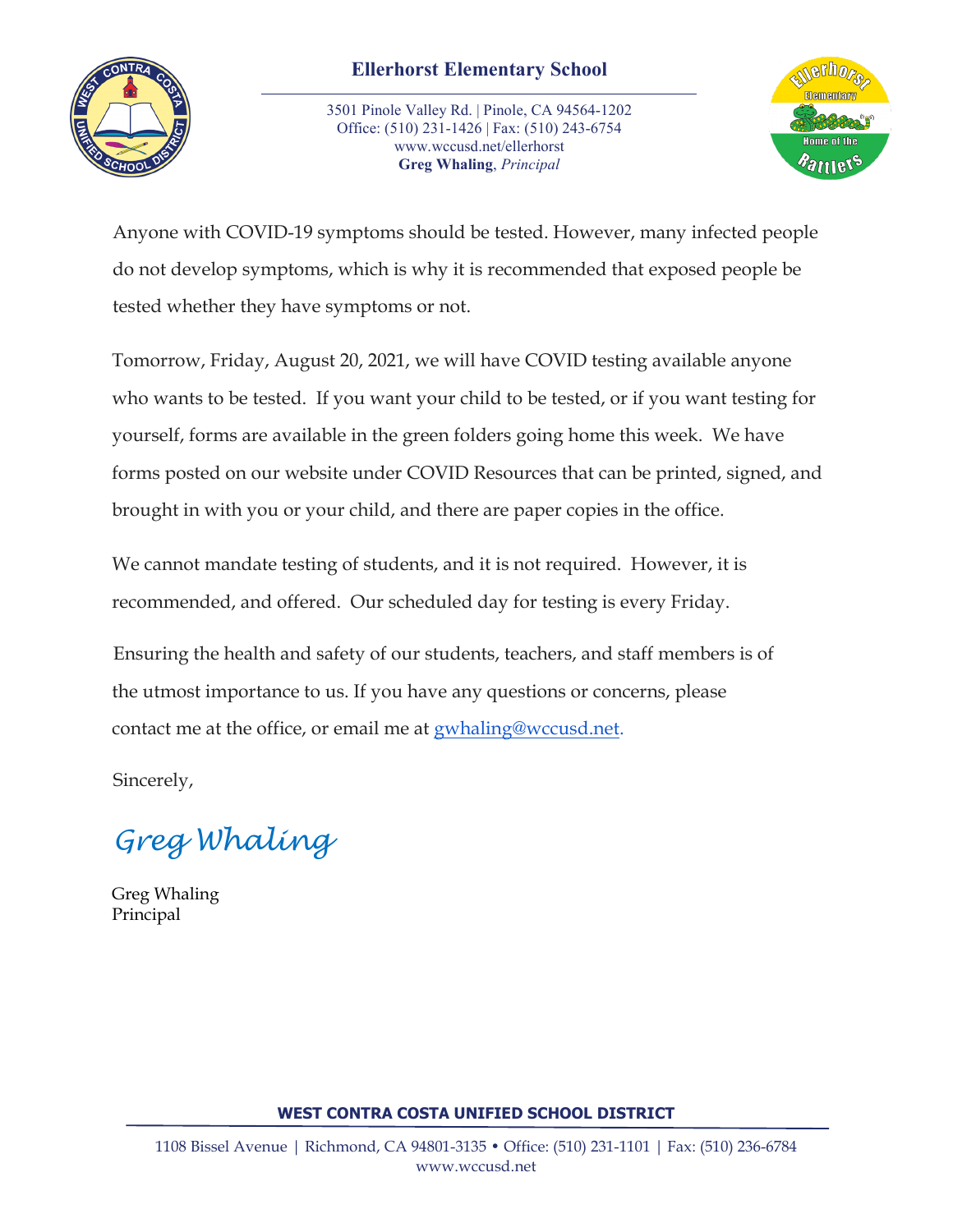Anyone with COVID-19 symptoms should be tested. However, many infected people do not develop symptoms, which is why it is recommended that exposed people be tested whether they have symptoms or not.

Tomorrow, Friday, August 20, 2021, we will have COVID testing available anyone who wants to be tested. If you want your child to be tested, or if you want testing for yourself, forms are available in the green folders going home this week. We have forms posted on our website under COVID Resources that can be printed, signed, and brought in with you or your child, and there are paper copies in the office.

We cannot mandate testing of students, and it is not required. However, it is recommended, and offered. Our scheduled day for testing is every Friday.

Ensuring the health and safety of our students, teachers, and staff members is of the utmost importance to us. If you have any questions or concerns, please contact me at the office, or email me at gwhaling@wccusd.net.

Sincerely,

*Greg Whaling*

Greg Whaling
Principal